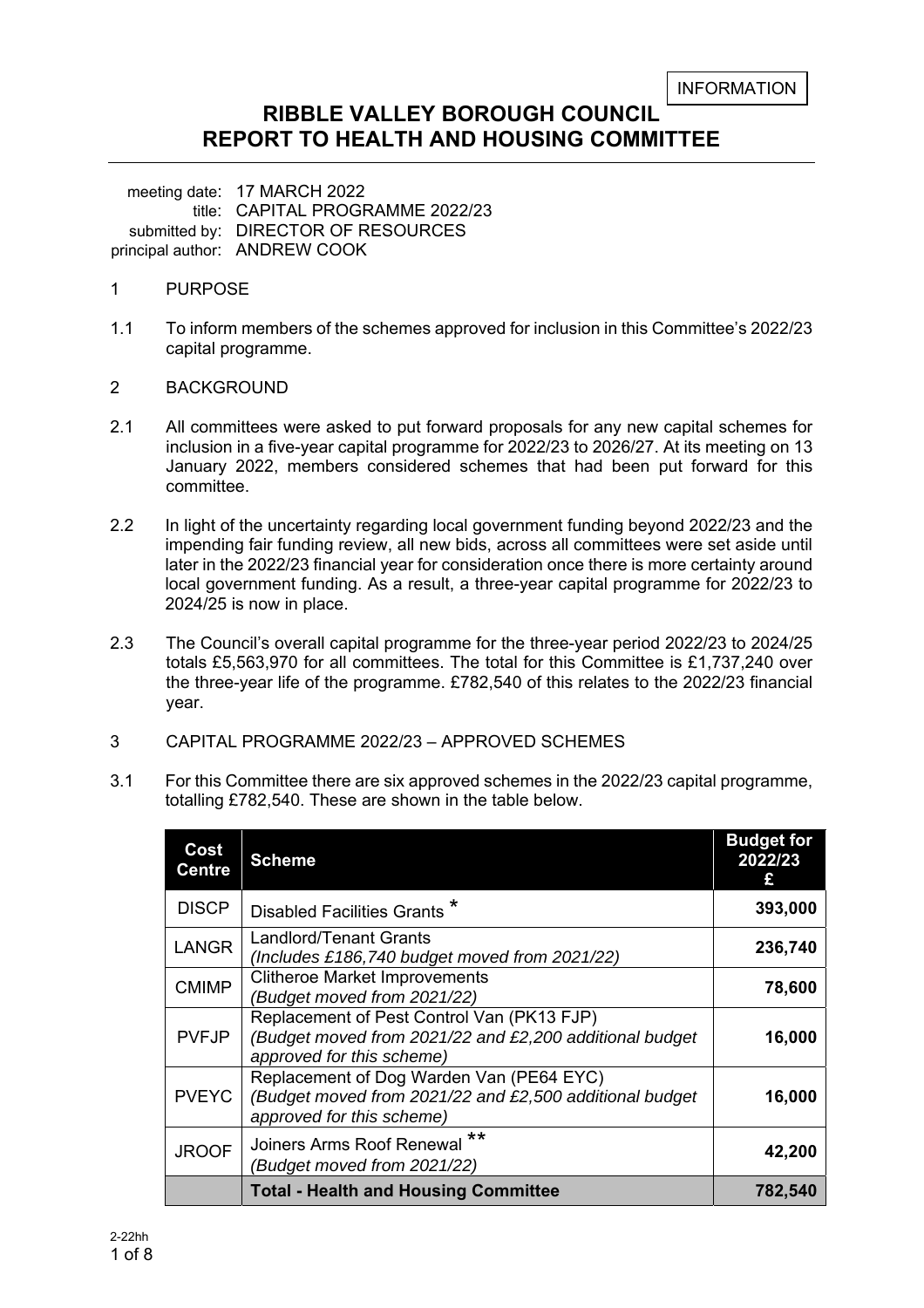INFORMATION

# RIBBLE VALLEY BOROUGH COUNCIL
# REPORT TO HEALTH AND HOUSING COMMITTEE

meeting date: 17 MARCH 2022
title: CAPITAL PROGRAMME 2022/23
submitted by: DIRECTOR OF RESOURCES
principal author: ANDREW COOK

## 1 PURPOSE

1.1 To inform members of the schemes approved for inclusion in this Committee's 2022/23 capital programme.

## 2 BACKGROUND

2.1 All committees were asked to put forward proposals for any new capital schemes for inclusion in a five-year capital programme for 2022/23 to 2026/27. At its meeting on 13 January 2022, members considered schemes that had been put forward for this committee.

2.2 In light of the uncertainty regarding local government funding beyond 2022/23 and the impending fair funding review, all new bids, across all committees were set aside until later in the 2022/23 financial year for consideration once there is more certainty around local government funding. As a result, a three-year capital programme for 2022/23 to 2024/25 is now in place.

2.3 The Council's overall capital programme for the three-year period 2022/23 to 2024/25 totals £5,563,970 for all committees. The total for this Committee is £1,737,240 over the three-year life of the programme. £782,540 of this relates to the 2022/23 financial year.

## 3 CAPITAL PROGRAMME 2022/23 – APPROVED SCHEMES

3.1 For this Committee there are six approved schemes in the 2022/23 capital programme, totalling £782,540. These are shown in the table below.

| Cost Centre | Scheme | Budget for 2022/23 £ |
|---|---|---|
| DISCP | Disabled Facilities Grants * | **393,000** |
| LANGR | Landlord/Tenant Grants *(Includes £186,740 budget moved from 2021/22)* | **236,740** |
| CMIMP | Clitheroe Market Improvements *(Budget moved from 2021/22)* | **78,600** |
| PVFJP | Replacement of Pest Control Van (PK13 FJP) *(Budget moved from 2021/22 and £2,200 additional budget approved for this scheme)* | **16,000** |
| PVEYC | Replacement of Dog Warden Van (PE64 EYC) *(Budget moved from 2021/22 and £2,500 additional budget approved for this scheme)* | **16,000** |
| JROOF | Joiners Arms Roof Renewal ** *(Budget moved from 2021/22)* | **42,200** |
| | **Total - Health and Housing Committee** | **782,540** |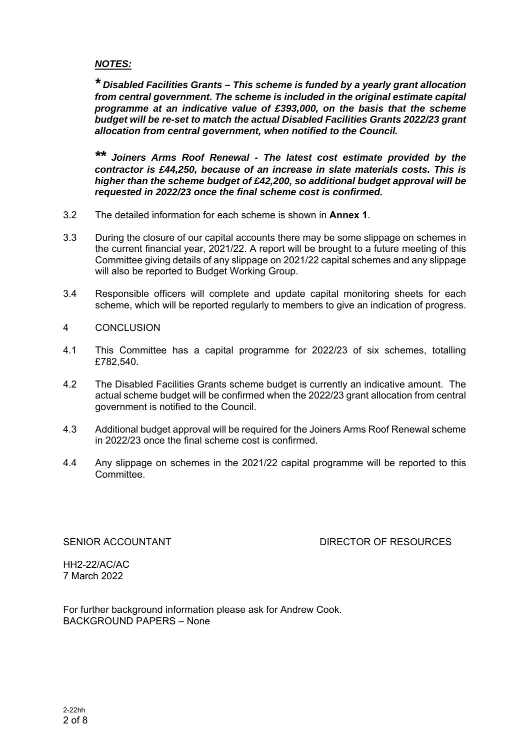***NOTES:***

***\* Disabled Facilities Grants – This scheme is funded by a yearly grant allocation from central government. The scheme is included in the original estimate capital programme at an indicative value of £393,000, on the basis that the scheme budget will be re-set to match the actual Disabled Facilities Grants 2022/23 grant allocation from central government, when notified to the Council.***

***\*\* Joiners Arms Roof Renewal - The latest cost estimate provided by the contractor is £44,250, because of an increase in slate materials costs. This is higher than the scheme budget of £42,200, so additional budget approval will be requested in 2022/23 once the final scheme cost is confirmed.***

3.2 The detailed information for each scheme is shown in **Annex 1**.

3.3 During the closure of our capital accounts there may be some slippage on schemes in the current financial year, 2021/22. A report will be brought to a future meeting of this Committee giving details of any slippage on 2021/22 capital schemes and any slippage will also be reported to Budget Working Group.

3.4 Responsible officers will complete and update capital monitoring sheets for each scheme, which will be reported regularly to members to give an indication of progress.

4 CONCLUSION

4.1 This Committee has a capital programme for 2022/23 of six schemes, totalling £782,540.

4.2 The Disabled Facilities Grants scheme budget is currently an indicative amount. The actual scheme budget will be confirmed when the 2022/23 grant allocation from central government is notified to the Council.

4.3 Additional budget approval will be required for the Joiners Arms Roof Renewal scheme in 2022/23 once the final scheme cost is confirmed.

4.4 Any slippage on schemes in the 2021/22 capital programme will be reported to this Committee.

SENIOR ACCOUNTANT DIRECTOR OF RESOURCES

HH2-22/AC/AC
7 March 2022

For further background information please ask for Andrew Cook.
BACKGROUND PAPERS – None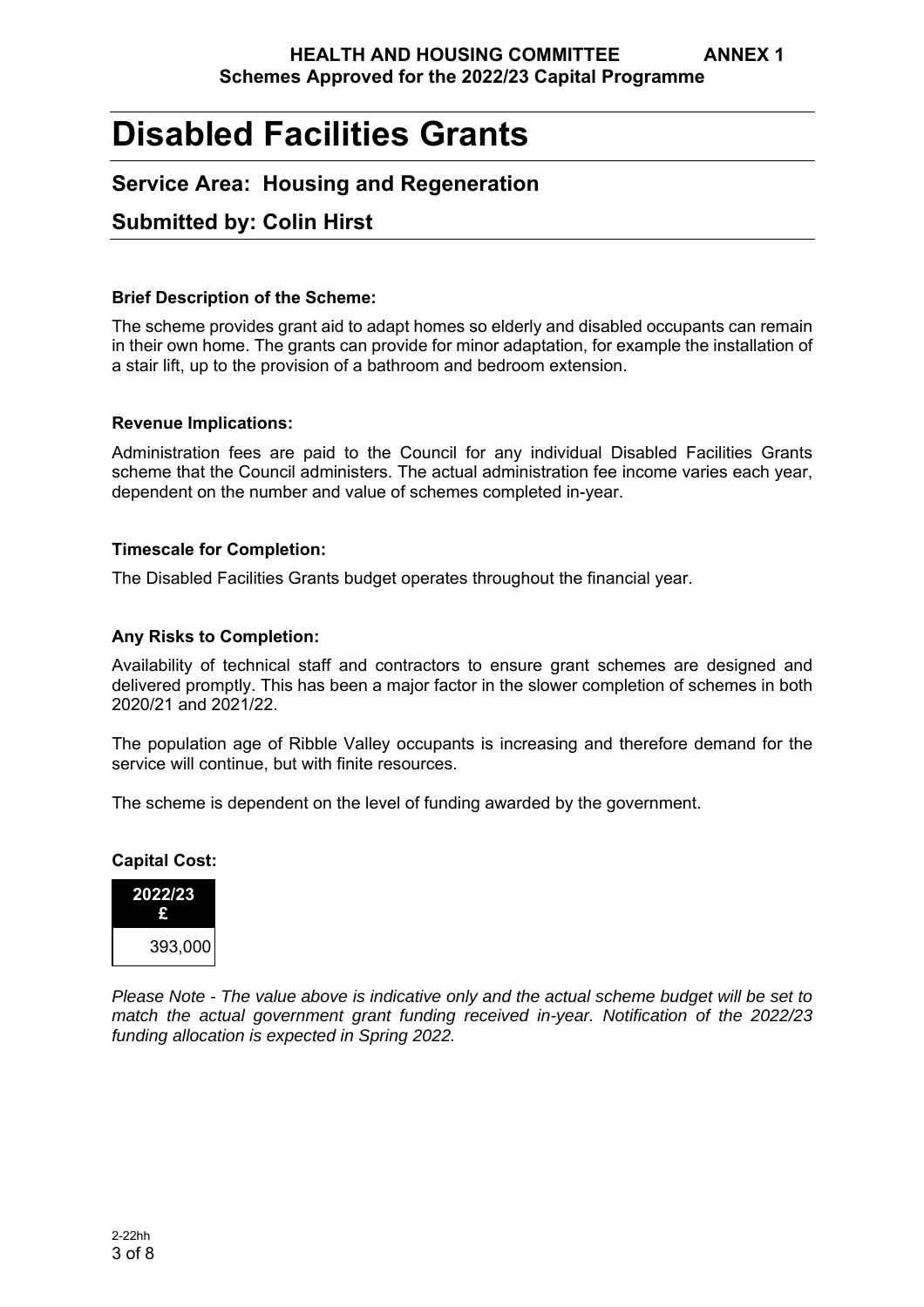**HEALTH AND HOUSING COMMITTEE ANNEX 1**
**Schemes Approved for the 2022/23 Capital Programme**

# Disabled Facilities Grants

## Service Area: Housing and Regeneration

## Submitted by: Colin Hirst

**Brief Description of the Scheme:**

The scheme provides grant aid to adapt homes so elderly and disabled occupants can remain in their own home. The grants can provide for minor adaptation, for example the installation of a stair lift, up to the provision of a bathroom and bedroom extension.

**Revenue Implications:**

Administration fees are paid to the Council for any individual Disabled Facilities Grants scheme that the Council administers. The actual administration fee income varies each year, dependent on the number and value of schemes completed in-year.

**Timescale for Completion:**

The Disabled Facilities Grants budget operates throughout the financial year.

**Any Risks to Completion:**

Availability of technical staff and contractors to ensure grant schemes are designed and delivered promptly. This has been a major factor in the slower completion of schemes in both 2020/21 and 2021/22.

The population age of Ribble Valley occupants is increasing and therefore demand for the service will continue, but with finite resources.

The scheme is dependent on the level of funding awarded by the government.

**Capital Cost:**

| 2022/23 £ |
|---|
| 393,000 |

*Please Note - The value above is indicative only and the actual scheme budget will be set to match the actual government grant funding received in-year. Notification of the 2022/23 funding allocation is expected in Spring 2022.*

2-22hh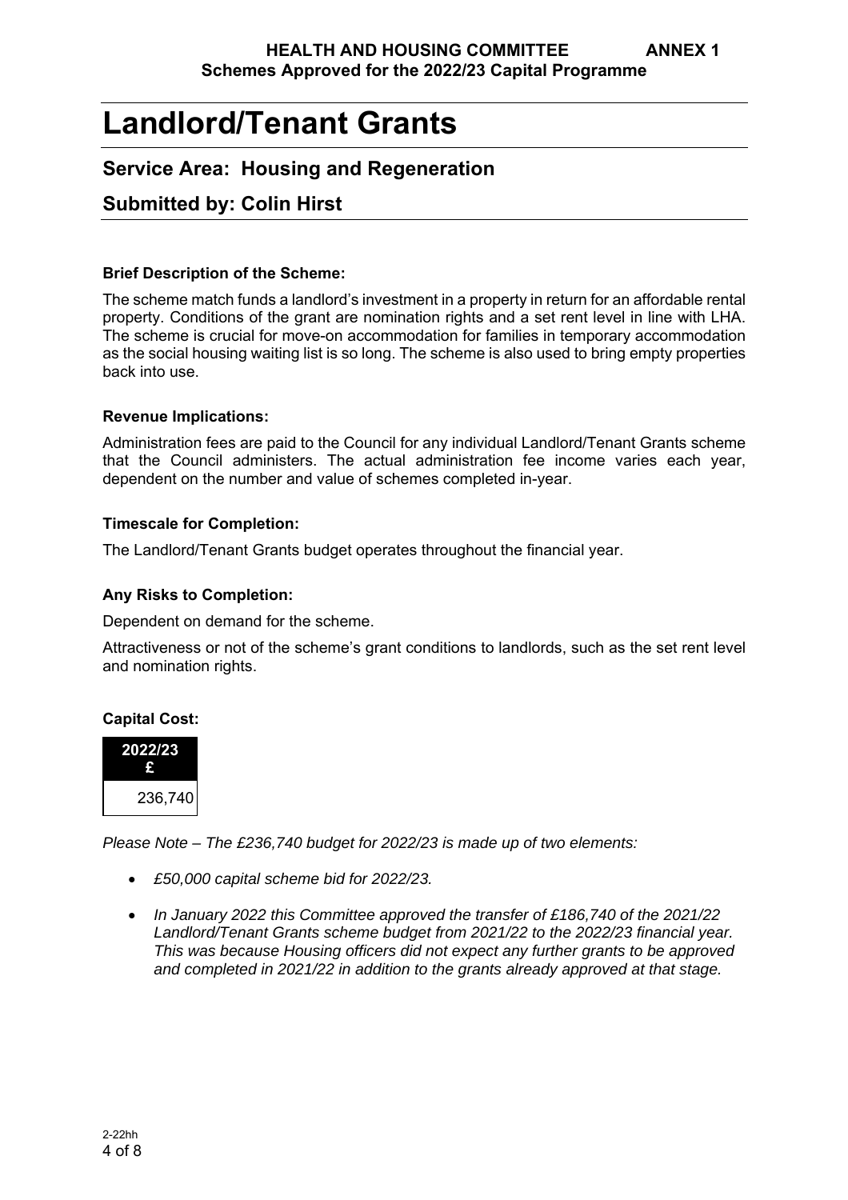# Landlord/Tenant Grants

## Service Area: Housing and Regeneration

## Submitted by: Colin Hirst

**Brief Description of the Scheme:**

The scheme match funds a landlord's investment in a property in return for an affordable rental property. Conditions of the grant are nomination rights and a set rent level in line with LHA. The scheme is crucial for move-on accommodation for families in temporary accommodation as the social housing waiting list is so long. The scheme is also used to bring empty properties back into use.

**Revenue Implications:**

Administration fees are paid to the Council for any individual Landlord/Tenant Grants scheme that the Council administers. The actual administration fee income varies each year, dependent on the number and value of schemes completed in-year.

**Timescale for Completion:**

The Landlord/Tenant Grants budget operates throughout the financial year.

**Any Risks to Completion:**

Dependent on demand for the scheme.

Attractiveness or not of the scheme's grant conditions to landlords, such as the set rent level and nomination rights.

**Capital Cost:**

| 2022/23 £ |
| --- |
| 236,740 |

*Please Note – The £236,740 budget for 2022/23 is made up of two elements:*

- *£50,000 capital scheme bid for 2022/23.*
- *In January 2022 this Committee approved the transfer of £186,740 of the 2021/22 Landlord/Tenant Grants scheme budget from 2021/22 to the 2022/23 financial year. This was because Housing officers did not expect any further grants to be approved and completed in 2021/22 in addition to the grants already approved at that stage.*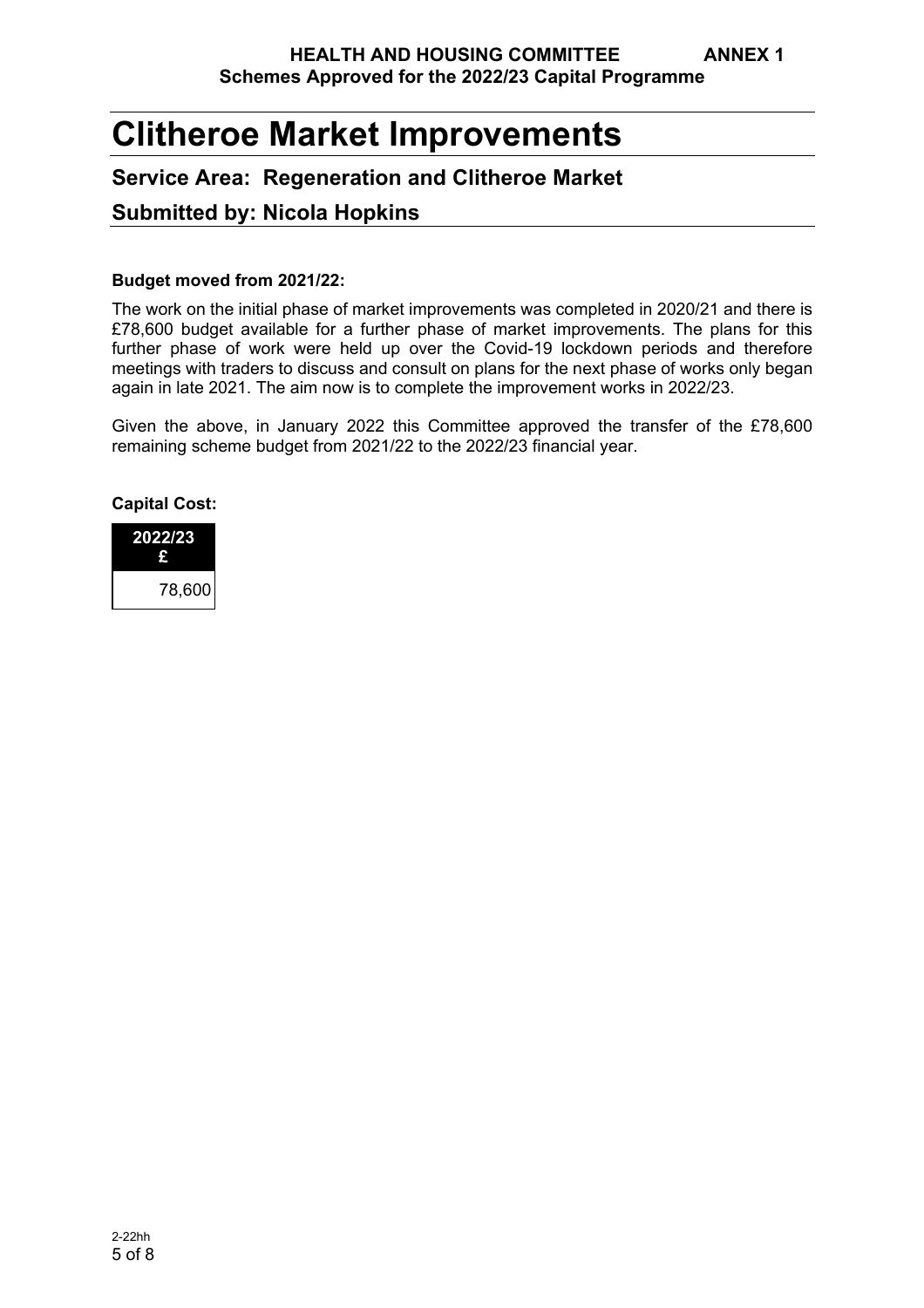# Clitheroe Market Improvements

## Service Area: Regeneration and Clitheroe Market

## Submitted by: Nicola Hopkins

**Budget moved from 2021/22:**

The work on the initial phase of market improvements was completed in 2020/21 and there is £78,600 budget available for a further phase of market improvements. The plans for this further phase of work were held up over the Covid-19 lockdown periods and therefore meetings with traders to discuss and consult on plans for the next phase of works only began again in late 2021. The aim now is to complete the improvement works in 2022/23.

Given the above, in January 2022 this Committee approved the transfer of the £78,600 remaining scheme budget from 2021/22 to the 2022/23 financial year.

**Capital Cost:**

| 2022/23 £ |
| ---: |
| 78,600 |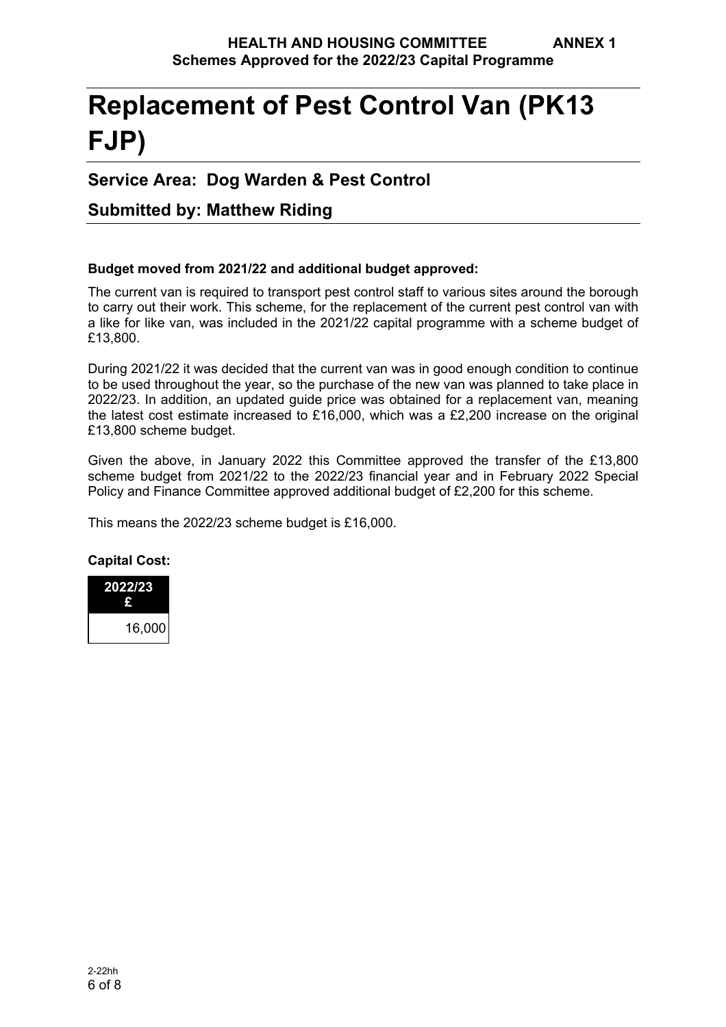# Replacement of Pest Control Van (PK13 FJP)

## Service Area: Dog Warden & Pest Control

## Submitted by: Matthew Riding

**Budget moved from 2021/22 and additional budget approved:**

The current van is required to transport pest control staff to various sites around the borough to carry out their work. This scheme, for the replacement of the current pest control van with a like for like van, was included in the 2021/22 capital programme with a scheme budget of £13,800.

During 2021/22 it was decided that the current van was in good enough condition to continue to be used throughout the year, so the purchase of the new van was planned to take place in 2022/23. In addition, an updated guide price was obtained for a replacement van, meaning the latest cost estimate increased to £16,000, which was a £2,200 increase on the original £13,800 scheme budget.

Given the above, in January 2022 this Committee approved the transfer of the £13,800 scheme budget from 2021/22 to the 2022/23 financial year and in February 2022 Special Policy and Finance Committee approved additional budget of £2,200 for this scheme.

This means the 2022/23 scheme budget is £16,000.

**Capital Cost:**

| 2022/23 £ |
|---|
| 16,000 |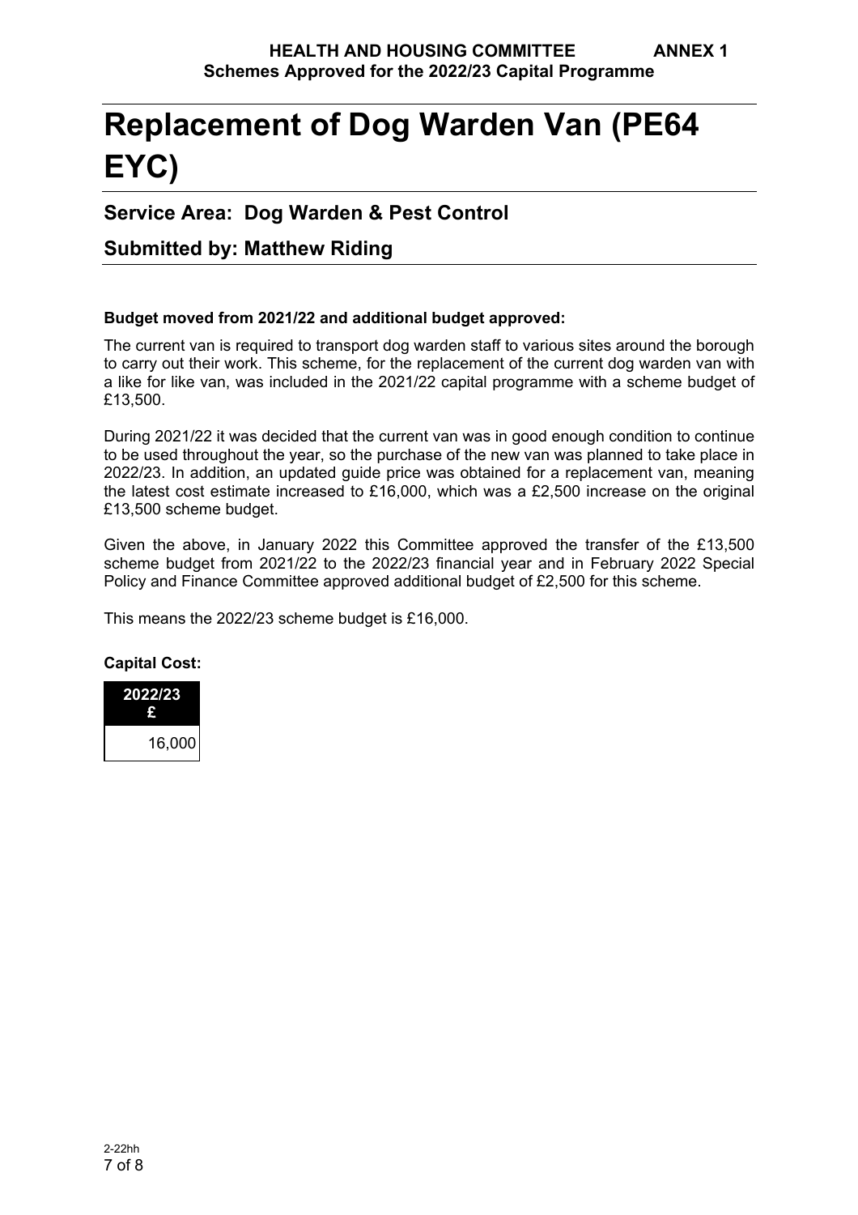# Replacement of Dog Warden Van (PE64 EYC)

## Service Area: Dog Warden & Pest Control

## Submitted by: Matthew Riding

**Budget moved from 2021/22 and additional budget approved:**

The current van is required to transport dog warden staff to various sites around the borough to carry out their work. This scheme, for the replacement of the current dog warden van with a like for like van, was included in the 2021/22 capital programme with a scheme budget of £13,500.

During 2021/22 it was decided that the current van was in good enough condition to continue to be used throughout the year, so the purchase of the new van was planned to take place in 2022/23. In addition, an updated guide price was obtained for a replacement van, meaning the latest cost estimate increased to £16,000, which was a £2,500 increase on the original £13,500 scheme budget.

Given the above, in January 2022 this Committee approved the transfer of the £13,500 scheme budget from 2021/22 to the 2022/23 financial year and in February 2022 Special Policy and Finance Committee approved additional budget of £2,500 for this scheme.

This means the 2022/23 scheme budget is £16,000.

**Capital Cost:**

| 2022/23 £ |
|---|
| 16,000 |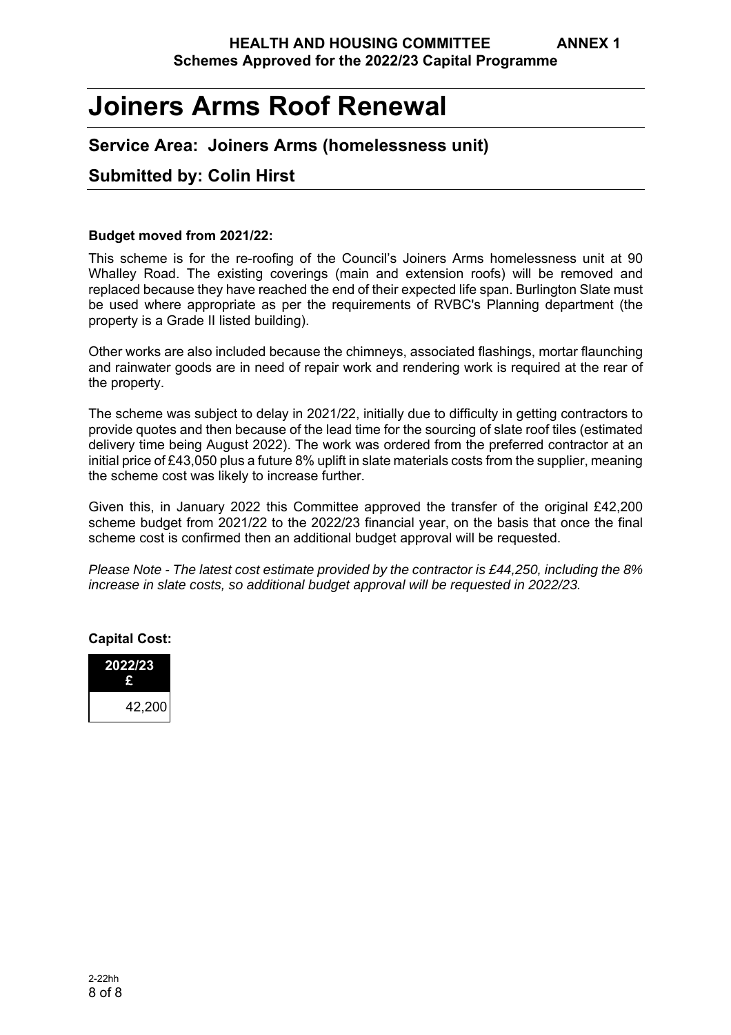**HEALTH AND HOUSING COMMITTEE ANNEX 1**
**Schemes Approved for the 2022/23 Capital Programme**

# Joiners Arms Roof Renewal

## Service Area: Joiners Arms (homelessness unit)

## Submitted by: Colin Hirst

**Budget moved from 2021/22:**

This scheme is for the re-roofing of the Council's Joiners Arms homelessness unit at 90 Whalley Road. The existing coverings (main and extension roofs) will be removed and replaced because they have reached the end of their expected life span. Burlington Slate must be used where appropriate as per the requirements of RVBC's Planning department (the property is a Grade II listed building).

Other works are also included because the chimneys, associated flashings, mortar flaunching and rainwater goods are in need of repair work and rendering work is required at the rear of the property.

The scheme was subject to delay in 2021/22, initially due to difficulty in getting contractors to provide quotes and then because of the lead time for the sourcing of slate roof tiles (estimated delivery time being August 2022). The work was ordered from the preferred contractor at an initial price of £43,050 plus a future 8% uplift in slate materials costs from the supplier, meaning the scheme cost was likely to increase further.

Given this, in January 2022 this Committee approved the transfer of the original £42,200 scheme budget from 2021/22 to the 2022/23 financial year, on the basis that once the final scheme cost is confirmed then an additional budget approval will be requested.

*Please Note - The latest cost estimate provided by the contractor is £44,250, including the 8% increase in slate costs, so additional budget approval will be requested in 2022/23.*

**Capital Cost:**

| 2022/23 £ |
|---|
| 42,200 |

2-22hh